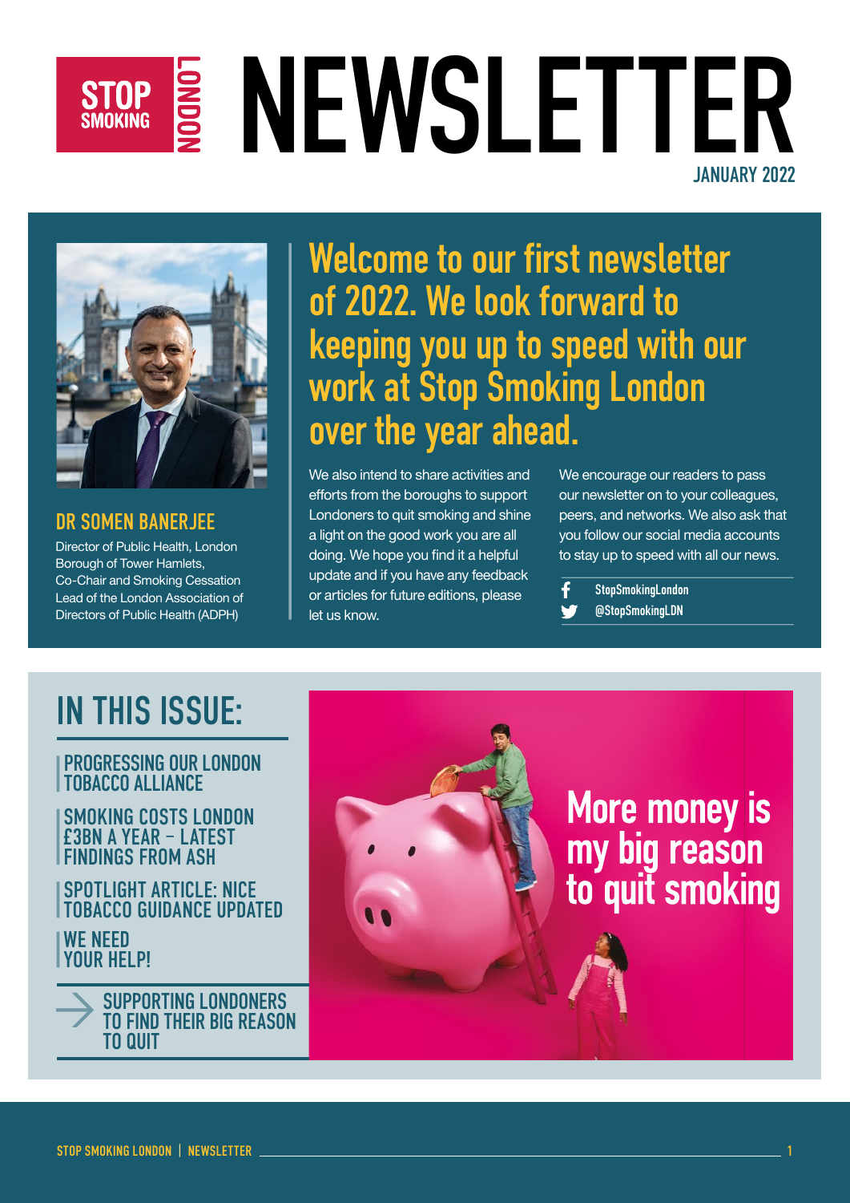# STOP SMOKING LONDON NEWSLETTER

JANUARY 2022

## Welcome to our first newsletter of 2022. We look forward to keeping you up to speed with our work at Stop Smoking London over the year ahead.

**DR SOMEN BANERJEE**
Director of Public Health, London Borough of Tower Hamlets, Co-Chair and Smoking Cessation Lead of the London Association of Directors of Public Health (ADPH)

We also intend to share activities and efforts from the boroughs to support Londoners to quit smoking and shine a light on the good work you are all doing. We hope you find it a helpful update and if you have any feedback or articles for future editions, please let us know.

We encourage our readers to pass our newsletter on to your colleagues, peers, and networks. We also ask that you follow our social media accounts to stay up to speed with all our news.

- Facebook: StopSmokingLondon
- Twitter: @StopSmokingLDN

## IN THIS ISSUE:

- PROGRESSING OUR LONDON TOBACCO ALLIANCE
- SMOKING COSTS LONDON £3BN A YEAR – LATEST FINDINGS FROM ASH
- SPOTLIGHT ARTICLE: NICE TOBACCO GUIDANCE UPDATED
- WE NEED YOUR HELP!
- SUPPORTING LONDONERS TO FIND THEIR BIG REASON TO QUIT

More money is my big reason to quit smoking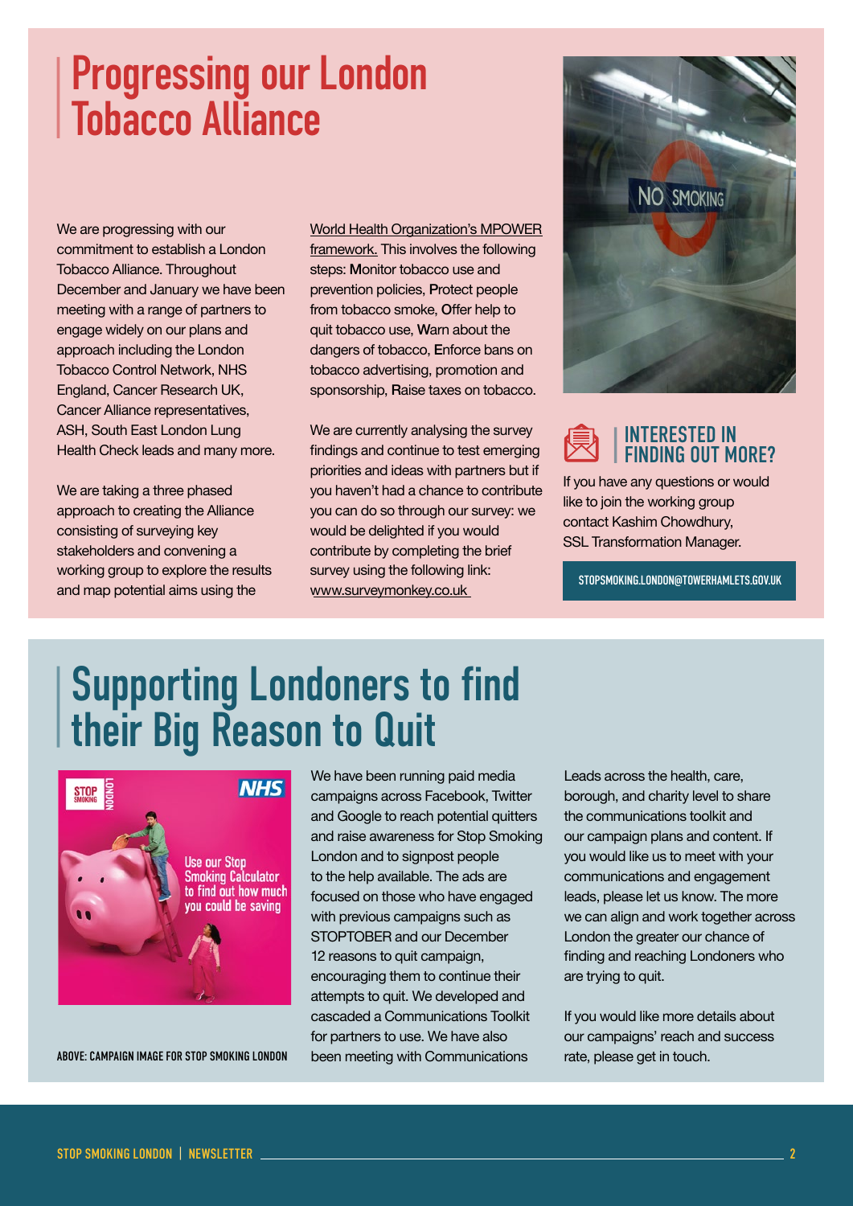# Progressing our London Tobacco Alliance

We are progressing with our commitment to establish a London Tobacco Alliance. Throughout December and January we have been meeting with a range of partners to engage widely on our plans and approach including the London Tobacco Control Network, NHS England, Cancer Research UK, Cancer Alliance representatives, ASH, South East London Lung Health Check leads and many more.

We are taking a three phased approach to creating the Alliance consisting of surveying key stakeholders and convening a working group to explore the results and map potential aims using the World Health Organization's MPOWER framework. This involves the following steps: **M**onitor tobacco use and prevention policies, **P**rotect people from tobacco smoke, **O**ffer help to quit tobacco use, **W**arn about the dangers of tobacco, **E**nforce bans on tobacco advertising, promotion and sponsorship, **R**aise taxes on tobacco.

We are currently analysing the survey findings and continue to test emerging priorities and ideas with partners but if you haven't had a chance to contribute you can do so through our survey: we would be delighted if you would contribute by completing the brief survey using the following link: www.surveymonkey.co.uk

## INTERESTED IN FINDING OUT MORE?

If you have any questions or would like to join the working group contact Kashim Chowdhury, SSL Transformation Manager.

STOPSMOKING.LONDON@TOWERHAMLETS.GOV.UK

# Supporting Londoners to find their Big Reason to Quit

ABOVE: CAMPAIGN IMAGE FOR STOP SMOKING LONDON

We have been running paid media campaigns across Facebook, Twitter and Google to reach potential quitters and raise awareness for Stop Smoking London and to signpost people to the help available. The ads are focused on those who have engaged with previous campaigns such as STOPTOBER and our December 12 reasons to quit campaign, encouraging them to continue their attempts to quit. We developed and cascaded a Communications Toolkit for partners to use. We have also been meeting with Communications Leads across the health, care, borough, and charity level to share the communications toolkit and our campaign plans and content. If you would like us to meet with your communications and engagement leads, please let us know. The more we can align and work together across London the greater our chance of finding and reaching Londoners who are trying to quit.

If you would like more details about our campaigns' reach and success rate, please get in touch.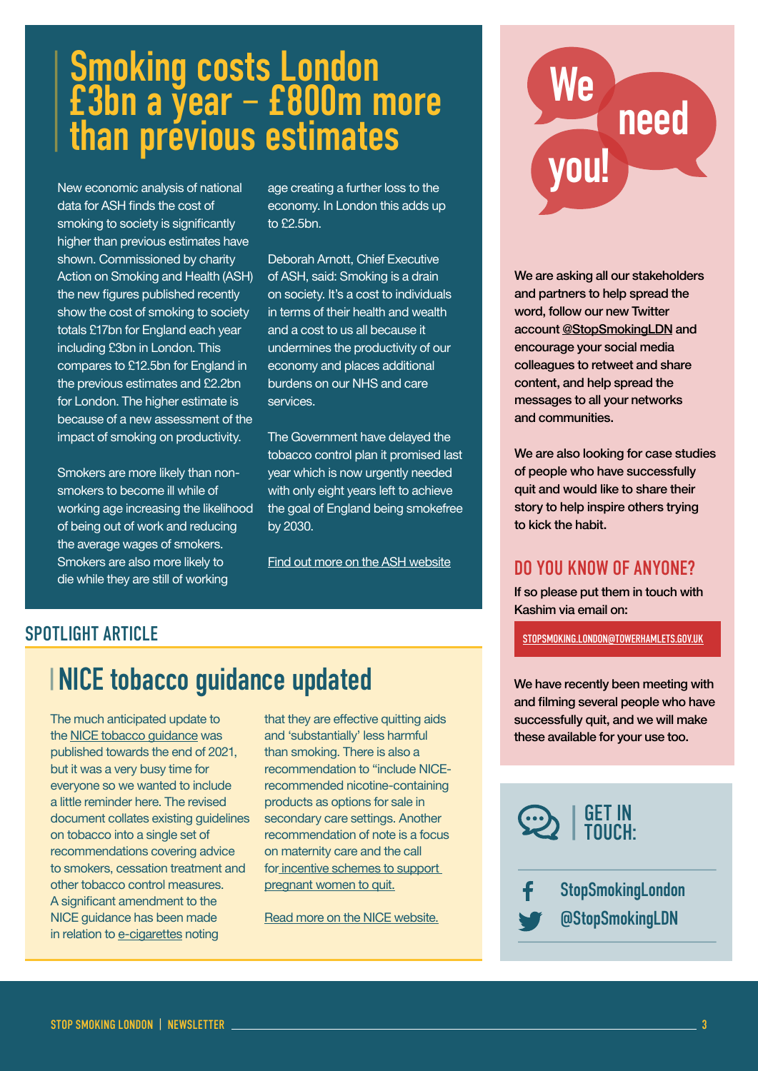# Smoking costs London £3bn a year – £800m more than previous estimates

New economic analysis of national data for ASH finds the cost of smoking to society is significantly higher than previous estimates have shown. Commissioned by charity Action on Smoking and Health (ASH) the new figures published recently show the cost of smoking to society totals £17bn for England each year including £3bn in London. This compares to £12.5bn for England in the previous estimates and £2.2bn for London. The higher estimate is because of a new assessment of the impact of smoking on productivity.

Smokers are more likely than non-smokers to become ill while of working age increasing the likelihood of being out of work and reducing the average wages of smokers. Smokers are also more likely to die while they are still of working age creating a further loss to the economy. In London this adds up to £2.5bn.

Deborah Arnott, Chief Executive of ASH, said: Smoking is a drain on society. It's a cost to individuals in terms of their health and wealth and a cost to us all because it undermines the productivity of our economy and places additional burdens on our NHS and care services.

The Government have delayed the tobacco control plan it promised last year which is now urgently needed with only eight years left to achieve the goal of England being smokefree by 2030.

Find out more on the ASH website

## SPOTLIGHT ARTICLE

# NICE tobacco guidance updated

The much anticipated update to the NICE tobacco guidance was published towards the end of 2021, but it was a very busy time for everyone so we wanted to include a little reminder here. The revised document collates existing guidelines on tobacco into a single set of recommendations covering advice to smokers, cessation treatment and other tobacco control measures. A significant amendment to the NICE guidance has been made in relation to e-cigarettes noting that they are effective quitting aids and 'substantially' less harmful than smoking. There is also a recommendation to "include NICE-recommended nicotine-containing products as options for sale in secondary care settings. Another recommendation of note is a focus on maternity care and the call for incentive schemes to support pregnant women to quit.

Read more on the NICE website.

# We need you!

We are asking all our stakeholders and partners to help spread the word, follow our new Twitter account @StopSmokingLDN and encourage your social media colleagues to retweet and share content, and help spread the messages to all your networks and communities.

We are also looking for case studies of people who have successfully quit and would like to share their story to help inspire others trying to kick the habit.

## DO YOU KNOW OF ANYONE?

If so please put them in touch with Kashim via email on:

STOPSMOKING.LONDON@TOWERHAMLETS.GOV.UK

We have recently been meeting with and filming several people who have successfully quit, and we will make these available for your use too.

## GET IN TOUCH:

- Facebook: StopSmokingLondon
- Twitter: @StopSmokingLDN